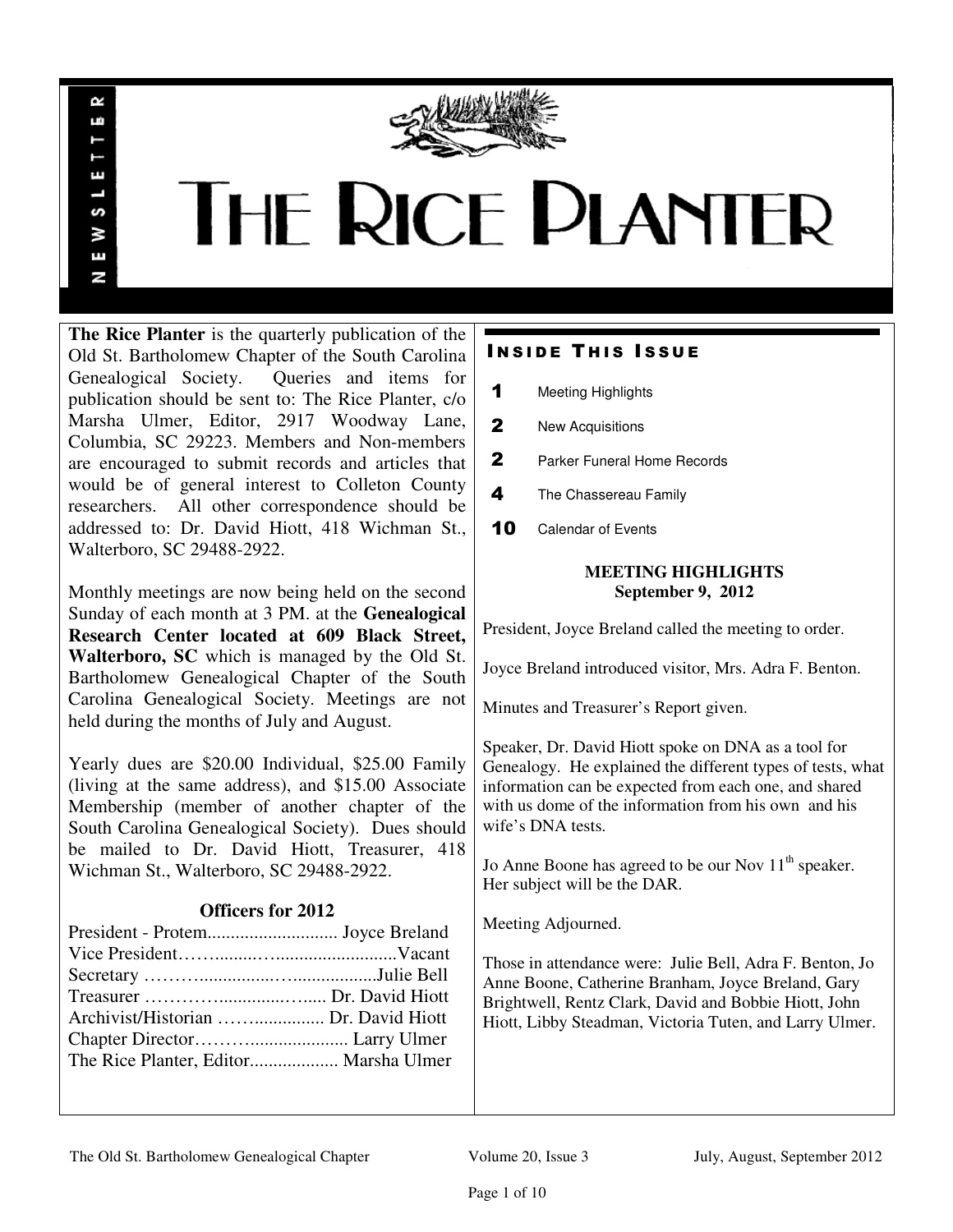# THE RICE PLANTER

NEWSLETTER

**The Rice Planter** is the quarterly publication of the Old St. Bartholomew Chapter of the South Carolina Genealogical Society. Queries and items for publication should be sent to: The Rice Planter, c/o Marsha Ulmer, Editor, 2917 Woodway Lane, Columbia, SC 29223. Members and Non-members are encouraged to submit records and articles that would be of general interest to Colleton County researchers. All other correspondence should be addressed to: Dr. David Hiott, 418 Wichman St., Walterboro, SC 29488-2922.

Monthly meetings are now being held on the second Sunday of each month at 3 PM. at the **Genealogical Research Center located at 609 Black Street, Walterboro, SC** which is managed by the Old St. Bartholomew Genealogical Chapter of the South Carolina Genealogical Society. Meetings are not held during the months of July and August.

Yearly dues are $20.00 Individual, $25.00 Family (living at the same address), and $15.00 Associate Membership (member of another chapter of the South Carolina Genealogical Society). Dues should be mailed to Dr. David Hiott, Treasurer, 418 Wichman St., Walterboro, SC 29488-2922.

### Officers for 2012

President - Protem............................ Joyce Breland
Vice President……........…..........................Vacant
Secretary ………..................…..................Julie Bell
Treasurer …………..............….... Dr. David Hiott
Archivist/Historian …….............. Dr. David Hiott
Chapter Director………..................... Larry Ulmer
The Rice Planter, Editor................... Marsha Ulmer

## Inside This Issue

- **1** Meeting Highlights
- **2** New Acquisitions
- **2** Parker Funeral Home Records
- **4** The Chassereau Family
- **10** Calendar of Events

### MEETING HIGHLIGHTS
**September 9, 2012**

President, Joyce Breland called the meeting to order.

Joyce Breland introduced visitor, Mrs. Adra F. Benton.

Minutes and Treasurer's Report given.

Speaker, Dr. David Hiott spoke on DNA as a tool for Genealogy. He explained the different types of tests, what information can be expected from each one, and shared with us dome of the information from his own and his wife's DNA tests.

Jo Anne Boone has agreed to be our Nov 11th speaker. Her subject will be the DAR.

Meeting Adjourned.

Those in attendance were: Julie Bell, Adra F. Benton, Jo Anne Boone, Catherine Branham, Joyce Breland, Gary Brightwell, Rentz Clark, David and Bobbie Hiott, John Hiott, Libby Steadman, Victoria Tuten, and Larry Ulmer.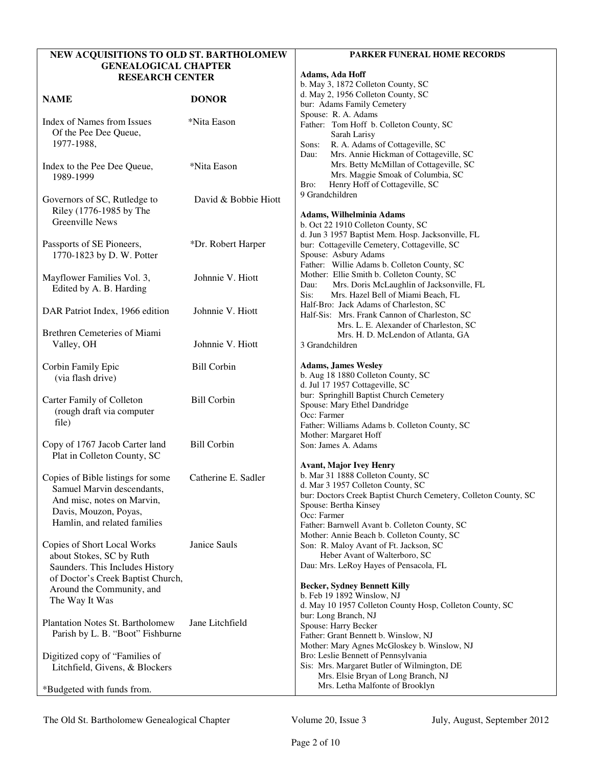## NEW ACQUISITIONS TO OLD ST. BARTHOLOMEW GENEALOGICAL CHAPTER RESEARCH CENTER

| NAME | DONOR |
|---|---|
| Index of Names from Issues Of the Pee Dee Queue, 1977-1988, | *Nita Eason |
| Index to the Pee Dee Queue, 1989-1999 | *Nita Eason |
| Governors of SC, Rutledge to Riley (1776-1985 by The Greenville News | David & Bobbie Hiott |
| Passports of SE Pioneers, 1770-1823 by D. W. Potter | *Dr. Robert Harper |
| Mayflower Families Vol. 3, Edited by A. B. Harding | Johnnie V. Hiott |
| DAR Patriot Index, 1966 edition | Johnnie V. Hiott |
| Brethren Cemeteries of Miami Valley, OH | Johnnie V. Hiott |
| Corbin Family Epic (via flash drive) | Bill Corbin |
| Carter Family of Colleton (rough draft via computer file) | Bill Corbin |
| Copy of 1767 Jacob Carter land Plat in Colleton County, SC | Bill Corbin |
| Copies of Bible listings for some Samuel Marvin descendants, And misc, notes on Marvin, Davis, Mouzon, Poyas, Hamlin, and related families | Catherine E. Sadler |
| Copies of Short Local Works about Stokes, SC by Ruth Saunders. This Includes History of Doctor's Creek Baptist Church, Around the Community, and The Way It Was | Janice Sauls |
| Plantation Notes St. Bartholomew Parish by L. B. "Boot" Fishburne | Jane Litchfield |
| Digitized copy of "Families of Litchfield, Givens, & Blockers | |

*Budgeted with funds from.

## PARKER FUNERAL HOME RECORDS

**Adams, Ada Hoff**
b. May 3, 1872 Colleton County, SC
d. May 2, 1956 Colleton County, SC
bur: Adams Family Cemetery
Spouse: R. A. Adams
Father: Tom Hoff b. Colleton County, SC
Sarah Larisy
Sons: R. A. Adams of Cottageville, SC
Dau: Mrs. Annie Hickman of Cottageville, SC
Mrs. Betty McMillan of Cottageville, SC
Mrs. Maggie Smoak of Columbia, SC
Bro: Henry Hoff of Cottageville, SC
9 Grandchildren

**Adams, Wilhelminia Adams**
b. Oct 22 1910 Colleton County, SC
d. Jun 3 1957 Baptist Mem. Hosp. Jacksonville, FL
bur: Cottageville Cemetery, Cottageville, SC
Spouse: Asbury Adams
Father: Willie Adams b. Colleton County, SC
Mother: Ellie Smith b. Colleton County, SC
Dau: Mrs. Doris McLaughlin of Jacksonville, FL
Sis: Mrs. Hazel Bell of Miami Beach, FL
Half-Bro: Jack Adams of Charleston, SC
Half-Sis: Mrs. Frank Cannon of Charleston, SC
Mrs. L. E. Alexander of Charleston, SC
Mrs. H. D. McLendon of Atlanta, GA
3 Grandchildren

**Adams, James Wesley**
b. Aug 18 1880 Colleton County, SC
d. Jul 17 1957 Cottageville, SC
bur: Springhill Baptist Church Cemetery
Spouse: Mary Ethel Dandridge
Occ: Farmer
Father: Williams Adams b. Colleton County, SC
Mother: Margaret Hoff
Son: James A. Adams

**Avant, Major Ivey Henry**
b. Mar 31 1888 Colleton County, SC
d. Mar 3 1957 Colleton County, SC
bur: Doctors Creek Baptist Church Cemetery, Colleton County, SC
Spouse: Bertha Kinsey
Occ: Farmer
Father: Barnwell Avant b. Colleton County, SC
Mother: Annie Beach b. Colleton County, SC
Son: R. Maloy Avant of Ft. Jackson, SC
Heber Avant of Walterboro, SC
Dau: Mrs. LeRoy Hayes of Pensacola, FL

**Becker, Sydney Bennett Killy**
b. Feb 19 1892 Winslow, NJ
d. May 10 1957 Colleton County Hosp, Colleton County, SC
bur: Long Branch, NJ
Spouse: Harry Becker
Father: Grant Bennett b. Winslow, NJ
Mother: Mary Agnes McGloskey b. Winslow, NJ
Bro: Leslie Bennett of Pennsylvania
Sis: Mrs. Margaret Butler of Wilmington, DE
Mrs. Elsie Bryan of Long Branch, NJ
Mrs. Letha Malfonte of Brooklyn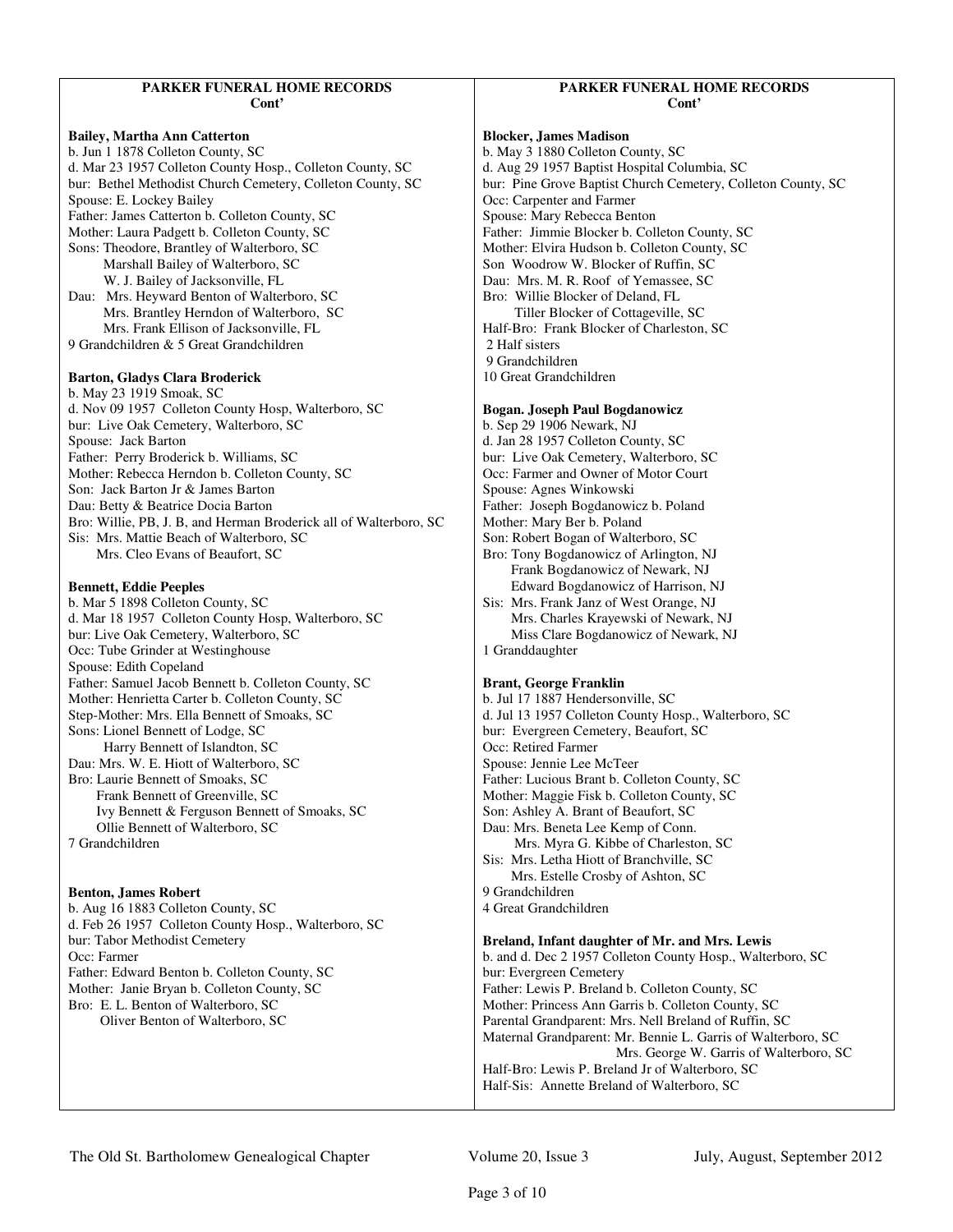## PARKER FUNERAL HOME RECORDS
**Cont'**

**Bailey, Martha Ann Catterton**
b. Jun 1 1878 Colleton County, SC
d. Mar 23 1957 Colleton County Hosp., Colleton County, SC
bur: Bethel Methodist Church Cemetery, Colleton County, SC
Spouse: E. Lockey Bailey
Father: James Catterton b. Colleton County, SC
Mother: Laura Padgett b. Colleton County, SC
Sons: Theodore, Brantley of Walterboro, SC
Marshall Bailey of Walterboro, SC
W. J. Bailey of Jacksonville, FL
Dau: Mrs. Heyward Benton of Walterboro, SC
Mrs. Brantley Herndon of Walterboro, SC
Mrs. Frank Ellison of Jacksonville, FL
9 Grandchildren & 5 Great Grandchildren

**Barton, Gladys Clara Broderick**
b. May 23 1919 Smoak, SC
d. Nov 09 1957 Colleton County Hosp, Walterboro, SC
bur: Live Oak Cemetery, Walterboro, SC
Spouse: Jack Barton
Father: Perry Broderick b. Williams, SC
Mother: Rebecca Herndon b. Colleton County, SC
Son: Jack Barton Jr & James Barton
Dau: Betty & Beatrice Docia Barton
Bro: Willie, PB, J. B, and Herman Broderick all of Walterboro, SC
Sis: Mrs. Mattie Beach of Walterboro, SC
Mrs. Cleo Evans of Beaufort, SC

**Bennett, Eddie Peeples**
b. Mar 5 1898 Colleton County, SC
d. Mar 18 1957 Colleton County Hosp, Walterboro, SC
bur: Live Oak Cemetery, Walterboro, SC
Occ: Tube Grinder at Westinghouse
Spouse: Edith Copeland
Father: Samuel Jacob Bennett b. Colleton County, SC
Mother: Henrietta Carter b. Colleton County, SC
Step-Mother: Mrs. Ella Bennett of Smoaks, SC
Sons: Lionel Bennett of Lodge, SC
Harry Bennett of Islandton, SC
Dau: Mrs. W. E. Hiott of Walterboro, SC
Bro: Laurie Bennett of Smoaks, SC
Frank Bennett of Greenville, SC
Ivy Bennett & Ferguson Bennett of Smoaks, SC
Ollie Bennett of Walterboro, SC
7 Grandchildren

**Benton, James Robert**
b. Aug 16 1883 Colleton County, SC
d. Feb 26 1957 Colleton County Hosp., Walterboro, SC
bur: Tabor Methodist Cemetery
Occ: Farmer
Father: Edward Benton b. Colleton County, SC
Mother: Janie Bryan b. Colleton County, SC
Bro: E. L. Benton of Walterboro, SC
Oliver Benton of Walterboro, SC

**Blocker, James Madison**
b. May 3 1880 Colleton County, SC
d. Aug 29 1957 Baptist Hospital Columbia, SC
bur: Pine Grove Baptist Church Cemetery, Colleton County, SC
Occ: Carpenter and Farmer
Spouse: Mary Rebecca Benton
Father: Jimmie Blocker b. Colleton County, SC
Mother: Elvira Hudson b. Colleton County, SC
Son Woodrow W. Blocker of Ruffin, SC
Dau: Mrs. M. R. Roof of Yemassee, SC
Bro: Willie Blocker of Deland, FL
Tiller Blocker of Cottageville, SC
Half-Bro: Frank Blocker of Charleston, SC
2 Half sisters
9 Grandchildren
10 Great Grandchildren

**Bogan. Joseph Paul Bogdanowicz**
b. Sep 29 1906 Newark, NJ
d. Jan 28 1957 Colleton County, SC
bur: Live Oak Cemetery, Walterboro, SC
Occ: Farmer and Owner of Motor Court
Spouse: Agnes Winkowski
Father: Joseph Bogdanowicz b. Poland
Mother: Mary Ber b. Poland
Son: Robert Bogan of Walterboro, SC
Bro: Tony Bogdanowicz of Arlington, NJ
Frank Bogdanowicz of Newark, NJ
Edward Bogdanowicz of Harrison, NJ
Sis: Mrs. Frank Janz of West Orange, NJ
Mrs. Charles Krayewski of Newark, NJ
Miss Clare Bogdanowicz of Newark, NJ
1 Granddaughter

**Brant, George Franklin**
b. Jul 17 1887 Hendersonville, SC
d. Jul 13 1957 Colleton County Hosp., Walterboro, SC
bur: Evergreen Cemetery, Beaufort, SC
Occ: Retired Farmer
Spouse: Jennie Lee McTeer
Father: Lucious Brant b. Colleton County, SC
Mother: Maggie Fisk b. Colleton County, SC
Son: Ashley A. Brant of Beaufort, SC
Dau: Mrs. Beneta Lee Kemp of Conn.
Mrs. Myra G. Kibbe of Charleston, SC
Sis: Mrs. Letha Hiott of Branchville, SC
Mrs. Estelle Crosby of Ashton, SC
9 Grandchildren
4 Great Grandchildren

**Breland, Infant daughter of Mr. and Mrs. Lewis**
b. and d. Dec 2 1957 Colleton County Hosp., Walterboro, SC
bur: Evergreen Cemetery
Father: Lewis P. Breland b. Colleton County, SC
Mother: Princess Ann Garris b. Colleton County, SC
Parental Grandparent: Mrs. Nell Breland of Ruffin, SC
Maternal Grandparent: Mr. Bennie L. Garris of Walterboro, SC
Mrs. George W. Garris of Walterboro, SC
Half-Bro: Lewis P. Breland Jr of Walterboro, SC
Half-Sis: Annette Breland of Walterboro, SC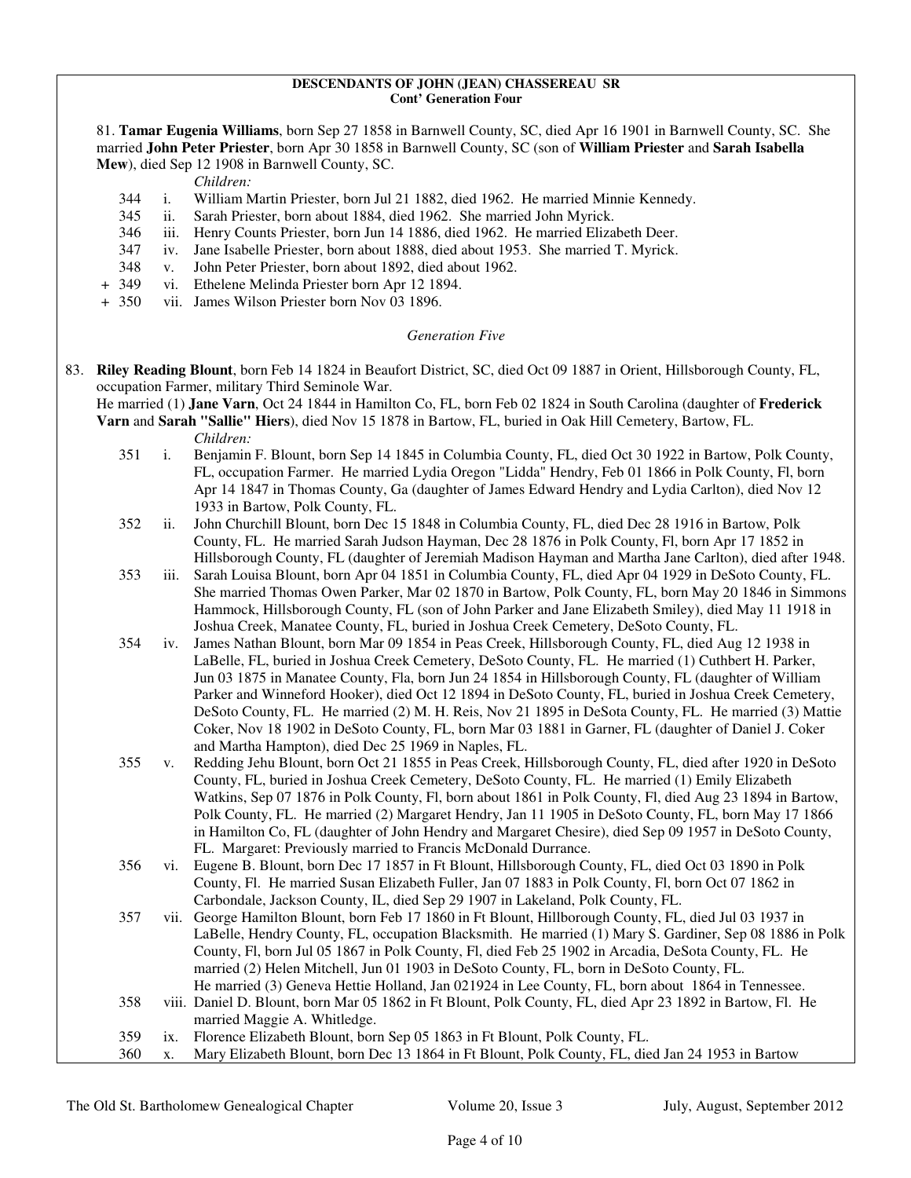**DESCENDANTS OF JOHN (JEAN) CHASSEREAU SR**
**Cont' Generation Four**

81. **Tamar Eugenia Williams**, born Sep 27 1858 in Barnwell County, SC, died Apr 16 1901 in Barnwell County, SC. She married **John Peter Priester**, born Apr 30 1858 in Barnwell County, SC (son of **William Priester** and **Sarah Isabella Mew**), died Sep 12 1908 in Barnwell County, SC.

*Children:*

- 344 i. William Martin Priester, born Jul 21 1882, died 1962. He married Minnie Kennedy.
- 345 ii. Sarah Priester, born about 1884, died 1962. She married John Myrick.
- 346 iii. Henry Counts Priester, born Jun 14 1886, died 1962. He married Elizabeth Deer.
- 347 iv. Jane Isabelle Priester, born about 1888, died about 1953. She married T. Myrick.
- 348 v. John Peter Priester, born about 1892, died about 1962.
- \+ 349 vi. Ethelene Melinda Priester born Apr 12 1894.
- \+ 350 vii. James Wilson Priester born Nov 03 1896.

*Generation Five*

83. **Riley Reading Blount**, born Feb 14 1824 in Beaufort District, SC, died Oct 09 1887 in Orient, Hillsborough County, FL, occupation Farmer, military Third Seminole War.
He married (1) **Jane Varn**, Oct 24 1844 in Hamilton Co, FL, born Feb 02 1824 in South Carolina (daughter of **Frederick Varn** and **Sarah "Sallie" Hiers**), died Nov 15 1878 in Bartow, FL, buried in Oak Hill Cemetery, Bartow, FL.

*Children:*

- 351 i. Benjamin F. Blount, born Sep 14 1845 in Columbia County, FL, died Oct 30 1922 in Bartow, Polk County, FL, occupation Farmer. He married Lydia Oregon "Lidda" Hendry, Feb 01 1866 in Polk County, Fl, born Apr 14 1847 in Thomas County, Ga (daughter of James Edward Hendry and Lydia Carlton), died Nov 12 1933 in Bartow, Polk County, FL.
- 352 ii. John Churchill Blount, born Dec 15 1848 in Columbia County, FL, died Dec 28 1916 in Bartow, Polk County, FL. He married Sarah Judson Hayman, Dec 28 1876 in Polk County, Fl, born Apr 17 1852 in Hillsborough County, FL (daughter of Jeremiah Madison Hayman and Martha Jane Carlton), died after 1948.
- 353 iii. Sarah Louisa Blount, born Apr 04 1851 in Columbia County, FL, died Apr 04 1929 in DeSoto County, FL. She married Thomas Owen Parker, Mar 02 1870 in Bartow, Polk County, FL, born May 20 1846 in Simmons Hammock, Hillsborough County, FL (son of John Parker and Jane Elizabeth Smiley), died May 11 1918 in Joshua Creek, Manatee County, FL, buried in Joshua Creek Cemetery, DeSoto County, FL.
- 354 iv. James Nathan Blount, born Mar 09 1854 in Peas Creek, Hillsborough County, FL, died Aug 12 1938 in LaBelle, FL, buried in Joshua Creek Cemetery, DeSoto County, FL. He married (1) Cuthbert H. Parker, Jun 03 1875 in Manatee County, Fla, born Jun 24 1854 in Hillsborough County, FL (daughter of William Parker and Winneford Hooker), died Oct 12 1894 in DeSoto County, FL, buried in Joshua Creek Cemetery, DeSoto County, FL. He married (2) M. H. Reis, Nov 21 1895 in DeSota County, FL. He married (3) Mattie Coker, Nov 18 1902 in DeSoto County, FL, born Mar 03 1881 in Garner, FL (daughter of Daniel J. Coker and Martha Hampton), died Dec 25 1969 in Naples, FL.
- 355 v. Redding Jehu Blount, born Oct 21 1855 in Peas Creek, Hillsborough County, FL, died after 1920 in DeSoto County, FL, buried in Joshua Creek Cemetery, DeSoto County, FL. He married (1) Emily Elizabeth Watkins, Sep 07 1876 in Polk County, Fl, born about 1861 in Polk County, Fl, died Aug 23 1894 in Bartow, Polk County, FL. He married (2) Margaret Hendry, Jan 11 1905 in DeSoto County, FL, born May 17 1866 in Hamilton Co, FL (daughter of John Hendry and Margaret Chesire), died Sep 09 1957 in DeSoto County, FL. Margaret: Previously married to Francis McDonald Durrance.
- 356 vi. Eugene B. Blount, born Dec 17 1857 in Ft Blount, Hillsborough County, FL, died Oct 03 1890 in Polk County, Fl. He married Susan Elizabeth Fuller, Jan 07 1883 in Polk County, Fl, born Oct 07 1862 in Carbondale, Jackson County, IL, died Sep 29 1907 in Lakeland, Polk County, FL.
- 357 vii. George Hamilton Blount, born Feb 17 1860 in Ft Blount, Hillborough County, FL, died Jul 03 1937 in LaBelle, Hendry County, FL, occupation Blacksmith. He married (1) Mary S. Gardiner, Sep 08 1886 in Polk County, Fl, born Jul 05 1867 in Polk County, Fl, died Feb 25 1902 in Arcadia, DeSota County, FL. He married (2) Helen Mitchell, Jun 01 1903 in DeSoto County, FL, born in DeSoto County, FL. He married (3) Geneva Hettie Holland, Jan 021924 in Lee County, FL, born about 1864 in Tennessee.
- 358 viii. Daniel D. Blount, born Mar 05 1862 in Ft Blount, Polk County, FL, died Apr 23 1892 in Bartow, Fl. He married Maggie A. Whitledge.
- 359 ix. Florence Elizabeth Blount, born Sep 05 1863 in Ft Blount, Polk County, FL.
- 360 x. Mary Elizabeth Blount, born Dec 13 1864 in Ft Blount, Polk County, FL, died Jan 24 1953 in Bartow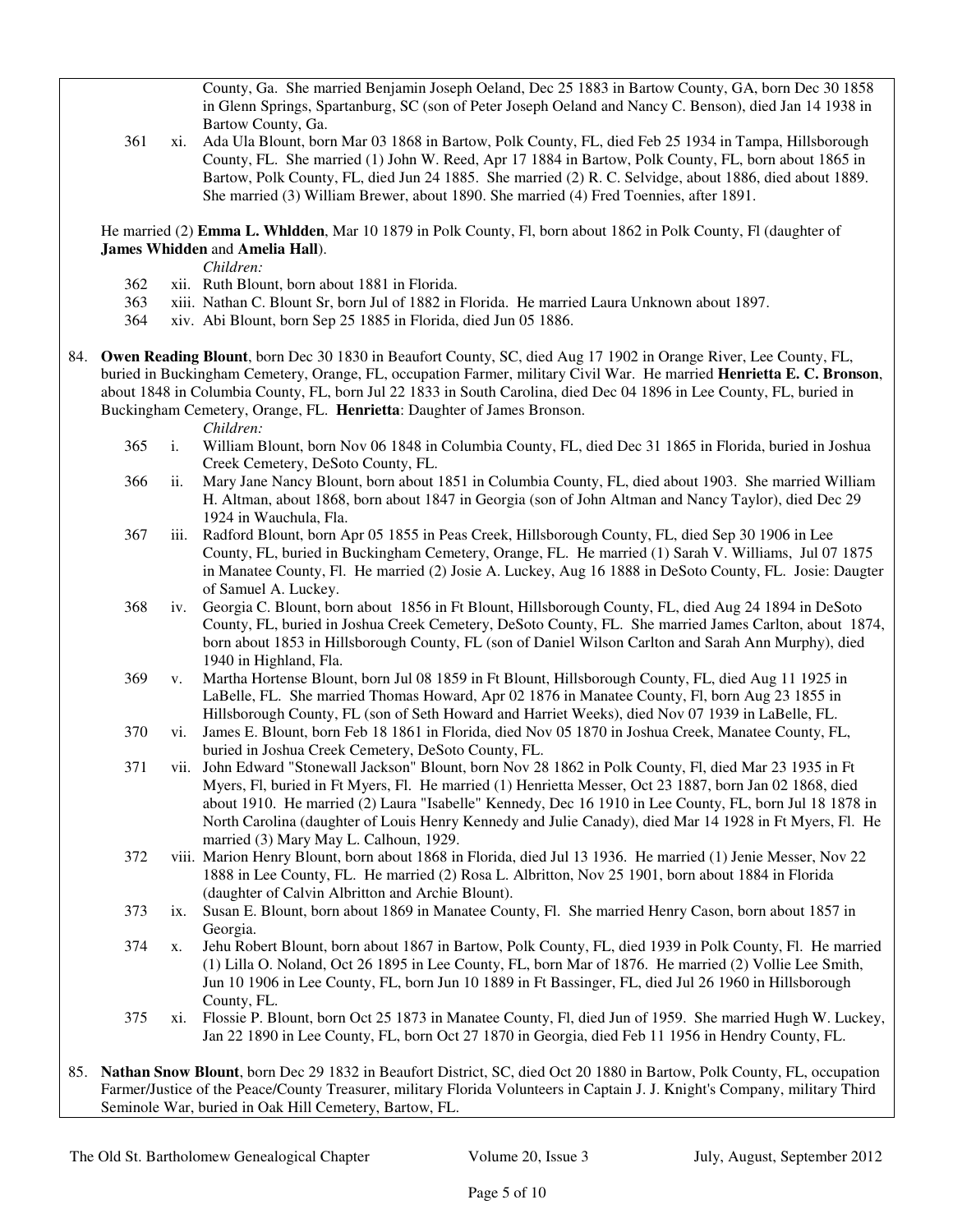County, Ga. She married Benjamin Joseph Oeland, Dec 25 1883 in Bartow County, GA, born Dec 30 1858 in Glenn Springs, Spartanburg, SC (son of Peter Joseph Oeland and Nancy C. Benson), died Jan 14 1938 in Bartow County, Ga.

361 xi. Ada Ula Blount, born Mar 03 1868 in Bartow, Polk County, FL, died Feb 25 1934 in Tampa, Hillsborough County, FL. She married (1) John W. Reed, Apr 17 1884 in Bartow, Polk County, FL, born about 1865 in Bartow, Polk County, FL, died Jun 24 1885. She married (2) R. C. Selvidge, about 1886, died about 1889. She married (3) William Brewer, about 1890. She married (4) Fred Toennies, after 1891.

He married (2) **Emma L. Whldden**, Mar 10 1879 in Polk County, Fl, born about 1862 in Polk County, Fl (daughter of **James Whidden** and **Amelia Hall**).

*Children:*

362 xii. Ruth Blount, born about 1881 in Florida.

363 xiii. Nathan C. Blount Sr, born Jul of 1882 in Florida. He married Laura Unknown about 1897.

364 xiv. Abi Blount, born Sep 25 1885 in Florida, died Jun 05 1886.

84. **Owen Reading Blount**, born Dec 30 1830 in Beaufort County, SC, died Aug 17 1902 in Orange River, Lee County, FL, buried in Buckingham Cemetery, Orange, FL, occupation Farmer, military Civil War. He married **Henrietta E. C. Bronson**, about 1848 in Columbia County, FL, born Jul 22 1833 in South Carolina, died Dec 04 1896 in Lee County, FL, buried in Buckingham Cemetery, Orange, FL. **Henrietta**: Daughter of James Bronson.

*Children:*

365 i. William Blount, born Nov 06 1848 in Columbia County, FL, died Dec 31 1865 in Florida, buried in Joshua Creek Cemetery, DeSoto County, FL.

366 ii. Mary Jane Nancy Blount, born about 1851 in Columbia County, FL, died about 1903. She married William H. Altman, about 1868, born about 1847 in Georgia (son of John Altman and Nancy Taylor), died Dec 29 1924 in Wauchula, Fla.

367 iii. Radford Blount, born Apr 05 1855 in Peas Creek, Hillsborough County, FL, died Sep 30 1906 in Lee County, FL, buried in Buckingham Cemetery, Orange, FL. He married (1) Sarah V. Williams, Jul 07 1875 in Manatee County, Fl. He married (2) Josie A. Luckey, Aug 16 1888 in DeSoto County, FL. Josie: Daugter of Samuel A. Luckey.

368 iv. Georgia C. Blount, born about 1856 in Ft Blount, Hillsborough County, FL, died Aug 24 1894 in DeSoto County, FL, buried in Joshua Creek Cemetery, DeSoto County, FL. She married James Carlton, about 1874, born about 1853 in Hillsborough County, FL (son of Daniel Wilson Carlton and Sarah Ann Murphy), died 1940 in Highland, Fla.

369 v. Martha Hortense Blount, born Jul 08 1859 in Ft Blount, Hillsborough County, FL, died Aug 11 1925 in LaBelle, FL. She married Thomas Howard, Apr 02 1876 in Manatee County, Fl, born Aug 23 1855 in Hillsborough County, FL (son of Seth Howard and Harriet Weeks), died Nov 07 1939 in LaBelle, FL.

370 vi. James E. Blount, born Feb 18 1861 in Florida, died Nov 05 1870 in Joshua Creek, Manatee County, FL, buried in Joshua Creek Cemetery, DeSoto County, FL.

371 vii. John Edward "Stonewall Jackson" Blount, born Nov 28 1862 in Polk County, Fl, died Mar 23 1935 in Ft Myers, Fl, buried in Ft Myers, Fl. He married (1) Henrietta Messer, Oct 23 1887, born Jan 02 1868, died about 1910. He married (2) Laura "Isabelle" Kennedy, Dec 16 1910 in Lee County, FL, born Jul 18 1878 in North Carolina (daughter of Louis Henry Kennedy and Julie Canady), died Mar 14 1928 in Ft Myers, Fl. He married (3) Mary May L. Calhoun, 1929.

372 viii. Marion Henry Blount, born about 1868 in Florida, died Jul 13 1936. He married (1) Jenie Messer, Nov 22 1888 in Lee County, FL. He married (2) Rosa L. Albritton, Nov 25 1901, born about 1884 in Florida (daughter of Calvin Albritton and Archie Blount).

373 ix. Susan E. Blount, born about 1869 in Manatee County, Fl. She married Henry Cason, born about 1857 in Georgia.

374 x. Jehu Robert Blount, born about 1867 in Bartow, Polk County, FL, died 1939 in Polk County, Fl. He married (1) Lilla O. Noland, Oct 26 1895 in Lee County, FL, born Mar of 1876. He married (2) Vollie Lee Smith, Jun 10 1906 in Lee County, FL, born Jun 10 1889 in Ft Bassinger, FL, died Jul 26 1960 in Hillsborough County, FL.

375 xi. Flossie P. Blount, born Oct 25 1873 in Manatee County, Fl, died Jun of 1959. She married Hugh W. Luckey, Jan 22 1890 in Lee County, FL, born Oct 27 1870 in Georgia, died Feb 11 1956 in Hendry County, FL.

85. **Nathan Snow Blount**, born Dec 29 1832 in Beaufort District, SC, died Oct 20 1880 in Bartow, Polk County, FL, occupation Farmer/Justice of the Peace/County Treasurer, military Florida Volunteers in Captain J. J. Knight's Company, military Third Seminole War, buried in Oak Hill Cemetery, Bartow, FL.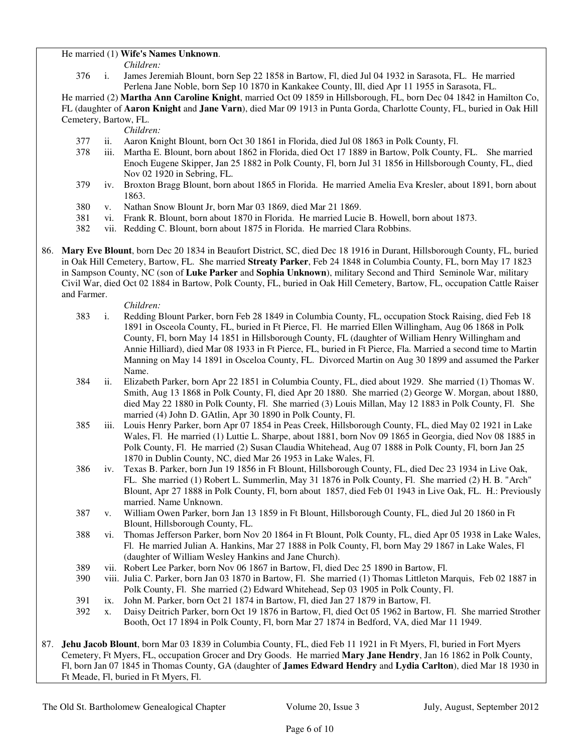He married (1) **Wife's Names Unknown**.

*Children:*

376 i. James Jeremiah Blount, born Sep 22 1858 in Bartow, Fl, died Jul 04 1932 in Sarasota, FL. He married Perlena Jane Noble, born Sep 10 1870 in Kankakee County, Ill, died Apr 11 1955 in Sarasota, FL.

He married (2) **Martha Ann Caroline Knight**, married Oct 09 1859 in Hillsborough, FL, born Dec 04 1842 in Hamilton Co, FL (daughter of **Aaron Knight** and **Jane Varn**), died Mar 09 1913 in Punta Gorda, Charlotte County, FL, buried in Oak Hill Cemetery, Bartow, FL.

*Children:*

377 ii. Aaron Knight Blount, born Oct 30 1861 in Florida, died Jul 08 1863 in Polk County, Fl.

378 iii. Martha E. Blount, born about 1862 in Florida, died Oct 17 1889 in Bartow, Polk County, FL. She married Enoch Eugene Skipper, Jan 25 1882 in Polk County, Fl, born Jul 31 1856 in Hillsborough County, FL, died Nov 02 1920 in Sebring, FL.

379 iv. Broxton Bragg Blount, born about 1865 in Florida. He married Amelia Eva Kresler, about 1891, born about 1863.

380 v. Nathan Snow Blount Jr, born Mar 03 1869, died Mar 21 1869.

381 vi. Frank R. Blount, born about 1870 in Florida. He married Lucie B. Howell, born about 1873.

382 vii. Redding C. Blount, born about 1875 in Florida. He married Clara Robbins.

86. **Mary Eve Blount**, born Dec 20 1834 in Beaufort District, SC, died Dec 18 1916 in Durant, Hillsborough County, FL, buried in Oak Hill Cemetery, Bartow, FL. She married **Streaty Parker**, Feb 24 1848 in Columbia County, FL, born May 17 1823 in Sampson County, NC (son of **Luke Parker** and **Sophia Unknown**), military Second and Third Seminole War, military Civil War, died Oct 02 1884 in Bartow, Polk County, FL, buried in Oak Hill Cemetery, Bartow, FL, occupation Cattle Raiser and Farmer.

*Children:*

383 i. Redding Blount Parker, born Feb 28 1849 in Columbia County, FL, occupation Stock Raising, died Feb 18 1891 in Osceola County, FL, buried in Ft Pierce, Fl. He married Ellen Willingham, Aug 06 1868 in Polk County, Fl, born May 14 1851 in Hillsborough County, FL (daughter of William Henry Willingham and Annie Hilliard), died Mar 08 1933 in Ft Pierce, FL, buried in Ft Pierce, Fla. Married a second time to Martin Manning on May 14 1891 in Osceloa County, FL. Divorced Martin on Aug 30 1899 and assumed the Parker Name.

384 ii. Elizabeth Parker, born Apr 22 1851 in Columbia County, FL, died about 1929. She married (1) Thomas W. Smith, Aug 13 1868 in Polk County, Fl, died Apr 20 1880. She married (2) George W. Morgan, about 1880, died May 22 1880 in Polk County, Fl. She married (3) Louis Millan, May 12 1883 in Polk County, Fl. She married (4) John D. GAtlin, Apr 30 1890 in Polk County, Fl.

385 iii. Louis Henry Parker, born Apr 07 1854 in Peas Creek, Hillsborough County, FL, died May 02 1921 in Lake Wales, Fl. He married (1) Luttie L. Sharpe, about 1881, born Nov 09 1865 in Georgia, died Nov 08 1885 in Polk County, Fl. He married (2) Susan Claudia Whitehead, Aug 07 1888 in Polk County, Fl, born Jan 25 1870 in Dublin County, NC, died Mar 26 1953 in Lake Wales, Fl.

386 iv. Texas B. Parker, born Jun 19 1856 in Ft Blount, Hillsborough County, FL, died Dec 23 1934 in Live Oak, FL. She married (1) Robert L. Summerlin, May 31 1876 in Polk County, Fl. She married (2) H. B. "Arch" Blount, Apr 27 1888 in Polk County, Fl, born about 1857, died Feb 01 1943 in Live Oak, FL. H.: Previously married. Name Unknown.

387 v. William Owen Parker, born Jan 13 1859 in Ft Blount, Hillsborough County, FL, died Jul 20 1860 in Ft Blount, Hillsborough County, FL.

388 vi. Thomas Jefferson Parker, born Nov 20 1864 in Ft Blount, Polk County, FL, died Apr 05 1938 in Lake Wales, Fl. He married Julian A. Hankins, Mar 27 1888 in Polk County, Fl, born May 29 1867 in Lake Wales, Fl (daughter of William Wesley Hankins and Jane Church).

389 vii. Robert Lee Parker, born Nov 06 1867 in Bartow, Fl, died Dec 25 1890 in Bartow, Fl.

390 viii. Julia C. Parker, born Jan 03 1870 in Bartow, Fl. She married (1) Thomas Littleton Marquis, Feb 02 1887 in Polk County, Fl. She married (2) Edward Whitehead, Sep 03 1905 in Polk County, Fl.

391 ix. John M. Parker, born Oct 21 1874 in Bartow, Fl, died Jan 27 1879 in Bartow, Fl.

392 x. Daisy Deitrich Parker, born Oct 19 1876 in Bartow, Fl, died Oct 05 1962 in Bartow, Fl. She married Strother Booth, Oct 17 1894 in Polk County, Fl, born Mar 27 1874 in Bedford, VA, died Mar 11 1949.

87. **Jehu Jacob Blount**, born Mar 03 1839 in Columbia County, FL, died Feb 11 1921 in Ft Myers, Fl, buried in Fort Myers Cemetery, Ft Myers, FL, occupation Grocer and Dry Goods. He married **Mary Jane Hendry**, Jan 16 1862 in Polk County, Fl, born Jan 07 1845 in Thomas County, GA (daughter of **James Edward Hendry** and **Lydia Carlton**), died Mar 18 1930 in Ft Meade, Fl, buried in Ft Myers, Fl.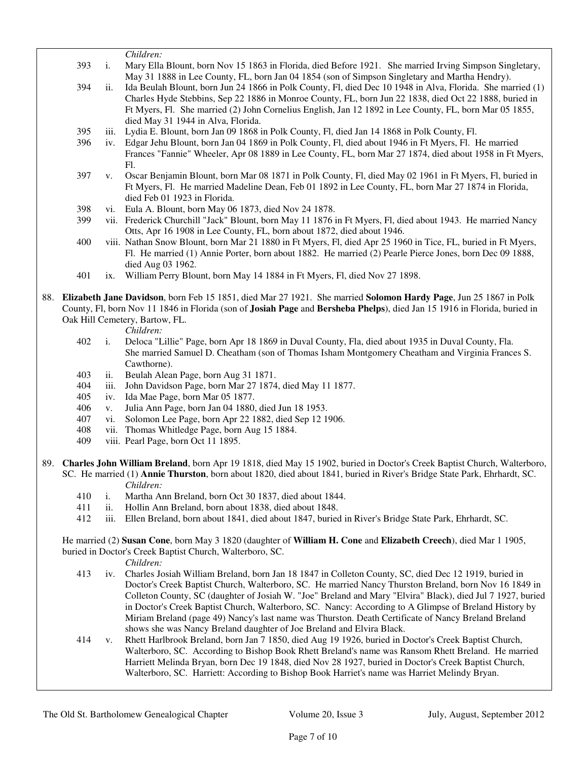*Children:*

- 393 i. Mary Ella Blount, born Nov 15 1863 in Florida, died Before 1921. She married Irving Simpson Singletary, May 31 1888 in Lee County, FL, born Jan 04 1854 (son of Simpson Singletary and Martha Hendry).
- 394 ii. Ida Beulah Blount, born Jun 24 1866 in Polk County, Fl, died Dec 10 1948 in Alva, Florida. She married (1) Charles Hyde Stebbins, Sep 22 1886 in Monroe County, FL, born Jun 22 1838, died Oct 22 1888, buried in Ft Myers, Fl. She married (2) John Cornelius English, Jan 12 1892 in Lee County, FL, born Mar 05 1855, died May 31 1944 in Alva, Florida.
- 395 iii. Lydia E. Blount, born Jan 09 1868 in Polk County, Fl, died Jan 14 1868 in Polk County, Fl.
- 396 iv. Edgar Jehu Blount, born Jan 04 1869 in Polk County, Fl, died about 1946 in Ft Myers, Fl. He married Frances "Fannie" Wheeler, Apr 08 1889 in Lee County, FL, born Mar 27 1874, died about 1958 in Ft Myers, Fl.
- 397 v. Oscar Benjamin Blount, born Mar 08 1871 in Polk County, Fl, died May 02 1961 in Ft Myers, Fl, buried in Ft Myers, Fl. He married Madeline Dean, Feb 01 1892 in Lee County, FL, born Mar 27 1874 in Florida, died Feb 01 1923 in Florida.
- 398 vi. Eula A. Blount, born May 06 1873, died Nov 24 1878.
- 399 vii. Frederick Churchill "Jack" Blount, born May 11 1876 in Ft Myers, Fl, died about 1943. He married Nancy Otts, Apr 16 1908 in Lee County, FL, born about 1872, died about 1946.
- 400 viii. Nathan Snow Blount, born Mar 21 1880 in Ft Myers, Fl, died Apr 25 1960 in Tice, FL, buried in Ft Myers, Fl. He married (1) Annie Porter, born about 1882. He married (2) Pearle Pierce Jones, born Dec 09 1888, died Aug 03 1962.
- 401 ix. William Perry Blount, born May 14 1884 in Ft Myers, Fl, died Nov 27 1898.

88. **Elizabeth Jane Davidson**, born Feb 15 1851, died Mar 27 1921. She married **Solomon Hardy Page**, Jun 25 1867 in Polk County, Fl, born Nov 11 1846 in Florida (son of **Josiah Page** and **Bersheba Phelps**), died Jan 15 1916 in Florida, buried in Oak Hill Cemetery, Bartow, FL.

*Children:*

- 402 i. Deloca "Lillie" Page, born Apr 18 1869 in Duval County, Fla, died about 1935 in Duval County, Fla. She married Samuel D. Cheatham (son of Thomas Isham Montgomery Cheatham and Virginia Frances S. Cawthorne).
- 403 ii. Beulah Alean Page, born Aug 31 1871.
- 404 iii. John Davidson Page, born Mar 27 1874, died May 11 1877.
- 405 iv. Ida Mae Page, born Mar 05 1877.
- 406 v. Julia Ann Page, born Jan 04 1880, died Jun 18 1953.
- 407 vi. Solomon Lee Page, born Apr 22 1882, died Sep 12 1906.
- 408 vii. Thomas Whitledge Page, born Aug 15 1884.
- 409 viii. Pearl Page, born Oct 11 1895.

89. **Charles John William Breland**, born Apr 19 1818, died May 15 1902, buried in Doctor's Creek Baptist Church, Walterboro, SC. He married (1) **Annie Thurston**, born about 1820, died about 1841, buried in River's Bridge State Park, Ehrhardt, SC.

*Children:*

- 410 i. Martha Ann Breland, born Oct 30 1837, died about 1844.
- 411 ii. Hollin Ann Breland, born about 1838, died about 1848.
- 412 iii. Ellen Breland, born about 1841, died about 1847, buried in River's Bridge State Park, Ehrhardt, SC.

He married (2) **Susan Cone**, born May 3 1820 (daughter of **William H. Cone** and **Elizabeth Creech**), died Mar 1 1905, buried in Doctor's Creek Baptist Church, Walterboro, SC.

*Children:*

- 413 iv. Charles Josiah William Breland, born Jan 18 1847 in Colleton County, SC, died Dec 12 1919, buried in Doctor's Creek Baptist Church, Walterboro, SC. He married Nancy Thurston Breland, born Nov 16 1849 in Colleton County, SC (daughter of Josiah W. "Joe" Breland and Mary "Elvira" Black), died Jul 7 1927, buried in Doctor's Creek Baptist Church, Walterboro, SC. Nancy: According to A Glimpse of Breland History by Miriam Breland (page 49) Nancy's last name was Thurston. Death Certificate of Nancy Breland Breland shows she was Nancy Breland daughter of Joe Breland and Elvira Black.
- 414 v. Rhett Harlbrook Breland, born Jan 7 1850, died Aug 19 1926, buried in Doctor's Creek Baptist Church, Walterboro, SC. According to Bishop Book Rhett Breland's name was Ransom Rhett Breland. He married Harriett Melinda Bryan, born Dec 19 1848, died Nov 28 1927, buried in Doctor's Creek Baptist Church, Walterboro, SC. Harriett: According to Bishop Book Harriet's name was Harriet Melindy Bryan.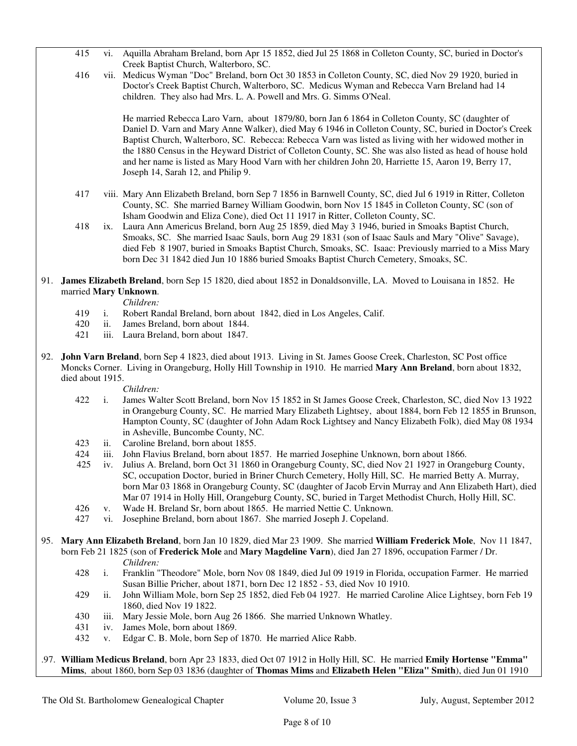415 vi. Aquilla Abraham Breland, born Apr 15 1852, died Jul 25 1868 in Colleton County, SC, buried in Doctor's Creek Baptist Church, Walterboro, SC.

416 vii. Medicus Wyman "Doc" Breland, born Oct 30 1853 in Colleton County, SC, died Nov 29 1920, buried in Doctor's Creek Baptist Church, Walterboro, SC. Medicus Wyman and Rebecca Varn Breland had 14 children. They also had Mrs. L. A. Powell and Mrs. G. Simms O'Neal.

He married Rebecca Laro Varn, about 1879/80, born Jan 6 1864 in Colleton County, SC (daughter of Daniel D. Varn and Mary Anne Walker), died May 6 1946 in Colleton County, SC, buried in Doctor's Creek Baptist Church, Walterboro, SC. Rebecca: Rebecca Varn was listed as living with her widowed mother in the 1880 Census in the Heyward District of Colleton County, SC. She was also listed as head of house hold and her name is listed as Mary Hood Varn with her children John 20, Harriette 15, Aaron 19, Berry 17, Joseph 14, Sarah 12, and Philip 9.

417 viii. Mary Ann Elizabeth Breland, born Sep 7 1856 in Barnwell County, SC, died Jul 6 1919 in Ritter, Colleton County, SC. She married Barney William Goodwin, born Nov 15 1845 in Colleton County, SC (son of Isham Goodwin and Eliza Cone), died Oct 11 1917 in Ritter, Colleton County, SC.

418 ix. Laura Ann Americus Breland, born Aug 25 1859, died May 3 1946, buried in Smoaks Baptist Church, Smoaks, SC. She married Isaac Sauls, born Aug 29 1831 (son of Isaac Sauls and Mary "Olive" Savage), died Feb 8 1907, buried in Smoaks Baptist Church, Smoaks, SC. Isaac: Previously married to a Miss Mary born Dec 31 1842 died Jun 10 1886 buried Smoaks Baptist Church Cemetery, Smoaks, SC.

91. **James Elizabeth Breland**, born Sep 15 1820, died about 1852 in Donaldsonville, LA. Moved to Louisana in 1852. He married **Mary Unknown**.

*Children:*

419 i. Robert Randal Breland, born about 1842, died in Los Angeles, Calif.

420 ii. James Breland, born about 1844.

421 iii. Laura Breland, born about 1847.

92. **John Varn Breland**, born Sep 4 1823, died about 1913. Living in St. James Goose Creek, Charleston, SC Post office Moncks Corner. Living in Orangeburg, Holly Hill Township in 1910. He married **Mary Ann Breland**, born about 1832, died about 1915.

*Children:*

422 i. James Walter Scott Breland, born Nov 15 1852 in St James Goose Creek, Charleston, SC, died Nov 13 1922 in Orangeburg County, SC. He married Mary Elizabeth Lightsey, about 1884, born Feb 12 1855 in Brunson, Hampton County, SC (daughter of John Adam Rock Lightsey and Nancy Elizabeth Folk), died May 08 1934 in Asheville, Buncombe County, NC.

423 ii. Caroline Breland, born about 1855.

424 iii. John Flavius Breland, born about 1857. He married Josephine Unknown, born about 1866.

425 iv. Julius A. Breland, born Oct 31 1860 in Orangeburg County, SC, died Nov 21 1927 in Orangeburg County, SC, occupation Doctor, buried in Briner Church Cemetery, Holly Hill, SC. He married Betty A. Murray, born Mar 03 1868 in Orangeburg County, SC (daughter of Jacob Ervin Murray and Ann Elizabeth Hart), died Mar 07 1914 in Holly Hill, Orangeburg County, SC, buried in Target Methodist Church, Holly Hill, SC.

426 v. Wade H. Breland Sr, born about 1865. He married Nettie C. Unknown.

427 vi. Josephine Breland, born about 1867. She married Joseph J. Copeland.

95. **Mary Ann Elizabeth Breland**, born Jan 10 1829, died Mar 23 1909. She married **William Frederick Mole**, Nov 11 1847, born Feb 21 1825 (son of **Frederick Mole** and **Mary Magdeline Varn**), died Jan 27 1896, occupation Farmer / Dr.

*Children:*

428 i. Franklin "Theodore" Mole, born Nov 08 1849, died Jul 09 1919 in Florida, occupation Farmer. He married Susan Billie Pricher, about 1871, born Dec 12 1852 - 53, died Nov 10 1910.

429 ii. John William Mole, born Sep 25 1852, died Feb 04 1927. He married Caroline Alice Lightsey, born Feb 19 1860, died Nov 19 1822.

430 iii. Mary Jessie Mole, born Aug 26 1866. She married Unknown Whatley.

431 iv. James Mole, born about 1869.

432 v. Edgar C. B. Mole, born Sep of 1870. He married Alice Rabb.

.97. **William Medicus Breland**, born Apr 23 1833, died Oct 07 1912 in Holly Hill, SC. He married **Emily Hortense "Emma" Mims**, about 1860, born Sep 03 1836 (daughter of **Thomas Mims** and **Elizabeth Helen "Eliza" Smith**), died Jun 01 1910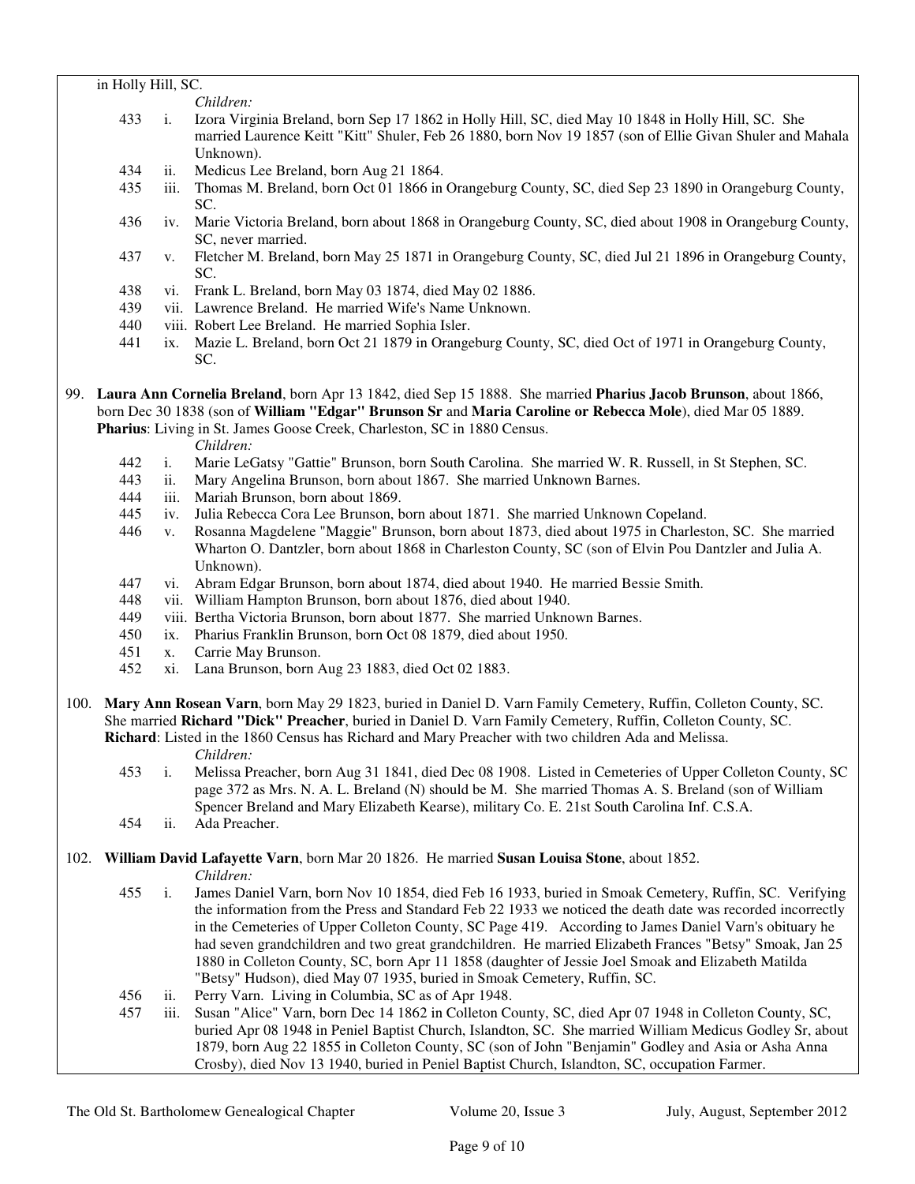in Holly Hill, SC.

*Children:*

- 433 i. Izora Virginia Breland, born Sep 17 1862 in Holly Hill, SC, died May 10 1848 in Holly Hill, SC. She married Laurence Keitt "Kitt" Shuler, Feb 26 1880, born Nov 19 1857 (son of Ellie Givan Shuler and Mahala Unknown).
- 434 ii. Medicus Lee Breland, born Aug 21 1864.
- 435 iii. Thomas M. Breland, born Oct 01 1866 in Orangeburg County, SC, died Sep 23 1890 in Orangeburg County, SC.
- 436 iv. Marie Victoria Breland, born about 1868 in Orangeburg County, SC, died about 1908 in Orangeburg County, SC, never married.
- 437 v. Fletcher M. Breland, born May 25 1871 in Orangeburg County, SC, died Jul 21 1896 in Orangeburg County, SC.
- 438 vi. Frank L. Breland, born May 03 1874, died May 02 1886.
- 439 vii. Lawrence Breland. He married Wife's Name Unknown.
- 440 viii. Robert Lee Breland. He married Sophia Isler.
- 441 ix. Mazie L. Breland, born Oct 21 1879 in Orangeburg County, SC, died Oct of 1971 in Orangeburg County, SC.

99. **Laura Ann Cornelia Breland**, born Apr 13 1842, died Sep 15 1888. She married **Pharius Jacob Brunson**, about 1866, born Dec 30 1838 (son of **William "Edgar" Brunson Sr** and **Maria Caroline or Rebecca Mole**), died Mar 05 1889. **Pharius**: Living in St. James Goose Creek, Charleston, SC in 1880 Census.

*Children:*

- 442 i. Marie LeGatsy "Gattie" Brunson, born South Carolina. She married W. R. Russell, in St Stephen, SC.
- 443 ii. Mary Angelina Brunson, born about 1867. She married Unknown Barnes.
- 444 iii. Mariah Brunson, born about 1869.
- 445 iv. Julia Rebecca Cora Lee Brunson, born about 1871. She married Unknown Copeland.
- 446 v. Rosanna Magdelene "Maggie" Brunson, born about 1873, died about 1975 in Charleston, SC. She married Wharton O. Dantzler, born about 1868 in Charleston County, SC (son of Elvin Pou Dantzler and Julia A. Unknown).
- 447 vi. Abram Edgar Brunson, born about 1874, died about 1940. He married Bessie Smith.
- 448 vii. William Hampton Brunson, born about 1876, died about 1940.
- 449 viii. Bertha Victoria Brunson, born about 1877. She married Unknown Barnes.
- 450 ix. Pharius Franklin Brunson, born Oct 08 1879, died about 1950.
- 451 x. Carrie May Brunson.
- 452 xi. Lana Brunson, born Aug 23 1883, died Oct 02 1883.

100. **Mary Ann Rosean Varn**, born May 29 1823, buried in Daniel D. Varn Family Cemetery, Ruffin, Colleton County, SC. She married **Richard "Dick" Preacher**, buried in Daniel D. Varn Family Cemetery, Ruffin, Colleton County, SC. **Richard**: Listed in the 1860 Census has Richard and Mary Preacher with two children Ada and Melissa.

*Children:*

- 453 i. Melissa Preacher, born Aug 31 1841, died Dec 08 1908. Listed in Cemeteries of Upper Colleton County, SC page 372 as Mrs. N. A. L. Breland (N) should be M. She married Thomas A. S. Breland (son of William Spencer Breland and Mary Elizabeth Kearse), military Co. E. 21st South Carolina Inf. C.S.A.
- 454 ii. Ada Preacher.

102. **William David Lafayette Varn**, born Mar 20 1826. He married **Susan Louisa Stone**, about 1852.

*Children:*

- 455 i. James Daniel Varn, born Nov 10 1854, died Feb 16 1933, buried in Smoak Cemetery, Ruffin, SC. Verifying the information from the Press and Standard Feb 22 1933 we noticed the death date was recorded incorrectly in the Cemeteries of Upper Colleton County, SC Page 419. According to James Daniel Varn's obituary he had seven grandchildren and two great grandchildren. He married Elizabeth Frances "Betsy" Smoak, Jan 25 1880 in Colleton County, SC, born Apr 11 1858 (daughter of Jessie Joel Smoak and Elizabeth Matilda "Betsy" Hudson), died May 07 1935, buried in Smoak Cemetery, Ruffin, SC.
- 456 ii. Perry Varn. Living in Columbia, SC as of Apr 1948.
- 457 iii. Susan "Alice" Varn, born Dec 14 1862 in Colleton County, SC, died Apr 07 1948 in Colleton County, SC, buried Apr 08 1948 in Peniel Baptist Church, Islandton, SC. She married William Medicus Godley Sr, about 1879, born Aug 22 1855 in Colleton County, SC (son of John "Benjamin" Godley and Asia or Asha Anna Crosby), died Nov 13 1940, buried in Peniel Baptist Church, Islandton, SC, occupation Farmer.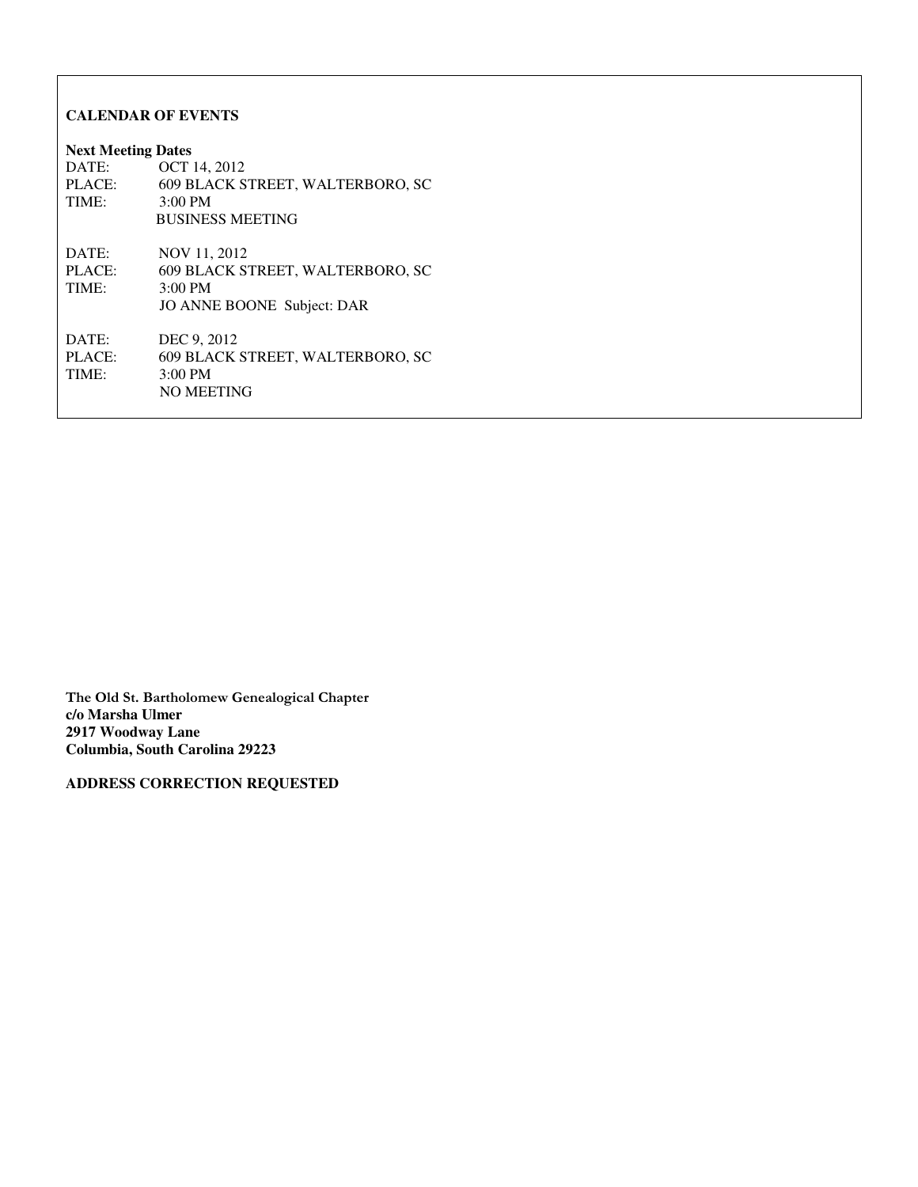**CALENDAR OF EVENTS**

**Next Meeting Dates**

DATE: OCT 14, 2012
PLACE: 609 BLACK STREET, WALTERBORO, SC
TIME: 3:00 PM
BUSINESS MEETING

DATE: NOV 11, 2012
PLACE: 609 BLACK STREET, WALTERBORO, SC
TIME: 3:00 PM
JO ANNE BOONE Subject: DAR

DATE: DEC 9, 2012
PLACE: 609 BLACK STREET, WALTERBORO, SC
TIME: 3:00 PM
NO MEETING

**The Old St. Bartholomew Genealogical Chapter**
**c/o Marsha Ulmer**
**2917 Woodway Lane**
**Columbia, South Carolina 29223**

**ADDRESS CORRECTION REQUESTED**